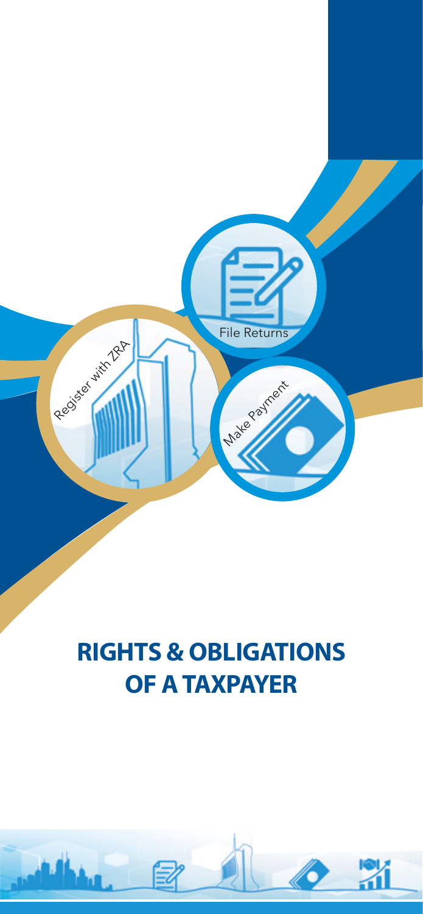Register with ZRA

File Returns

Make Payment

# RIGHTS & OBLIGATIONS OF A TAXPAYER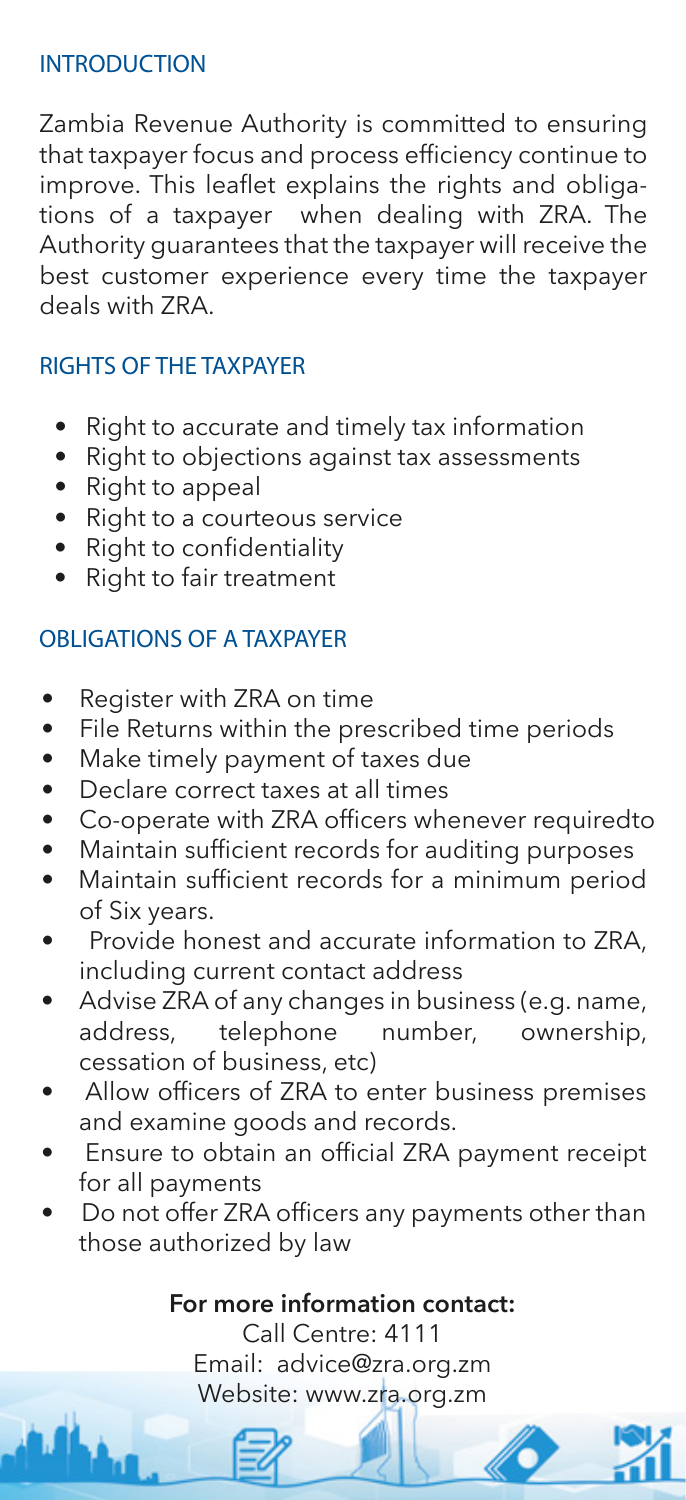## INTRODUCTION

Zambia Revenue Authority is committed to ensuring that taxpayer focus and process efficiency continue to improve. This leaflet explains the rights and obligations of a taxpayer when dealing with ZRA. The Authority guarantees that the taxpayer will receive the best customer experience every time the taxpayer deals with ZRA.

## RIGHTS OF THE TAXPAYER

- Right to accurate and timely tax information
- Right to objections against tax assessments
- Right to appeal
- Right to a courteous service
- Right to confidentiality
- Right to fair treatment

## OBLIGATIONS OF A TAXPAYER

- Register with ZRA on time
- File Returns within the prescribed time periods
- Make timely payment of taxes due
- Declare correct taxes at all times
- Co-operate with ZRA officers whenever requiredto
- Maintain sufficient records for auditing purposes
- Maintain sufficient records for a minimum period of Six years.
- Provide honest and accurate information to ZRA, including current contact address
- Advise ZRA of any changes in business (e.g. name, address, telephone number, ownership, cessation of business, etc)
- Allow officers of ZRA to enter business premises and examine goods and records.
- Ensure to obtain an official ZRA payment receipt for all payments
- Do not offer ZRA officers any payments other than those authorized by law

**For more information contact:**

Call Centre: 4111

Email: advice@zra.org.zm

Website: www.zra.org.zm